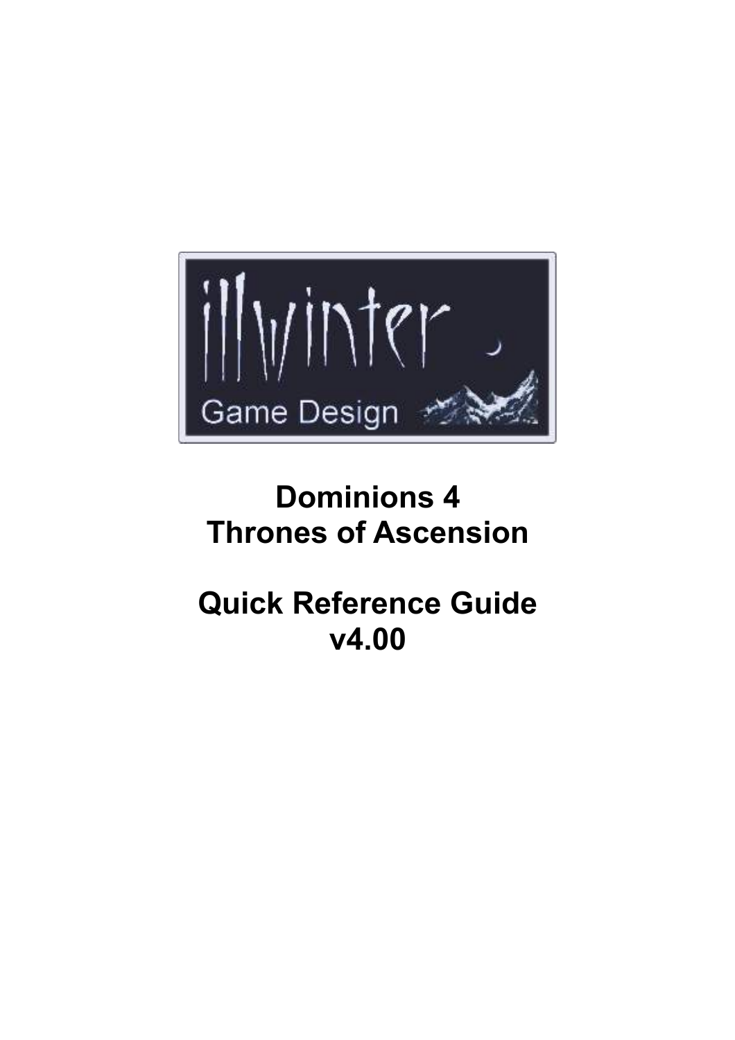# Dominions 4
# Thrones of Ascension

# Quick Reference Guide
# v4.00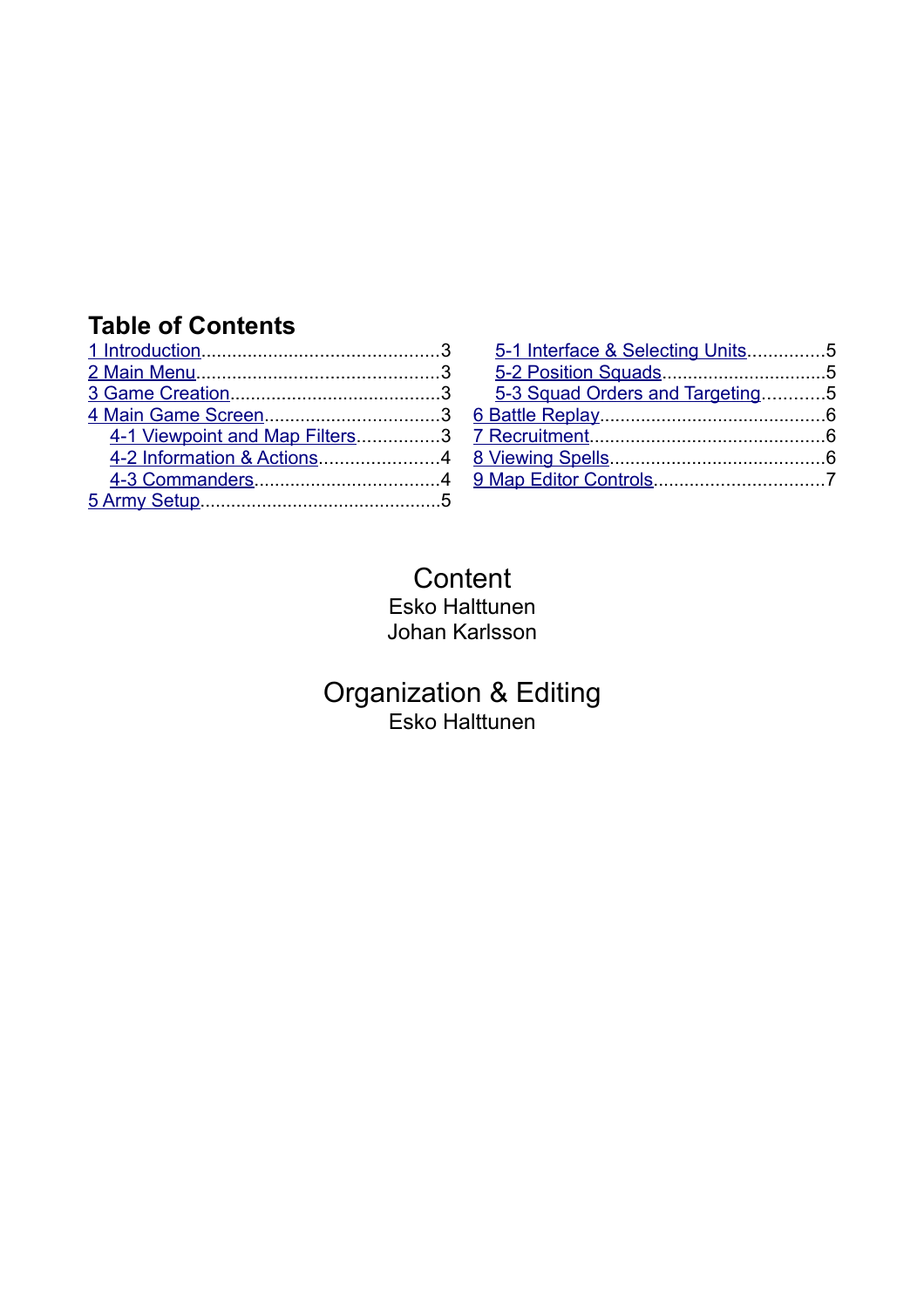## Table of Contents

- 1 Introduction.............................................3
- 2 Main Menu...............................................3
- 3 Game Creation.........................................3
- 4 Main Game Screen..................................3
  - 4-1 Viewpoint and Map Filters................3
  - 4-2 Information & Actions........................4
  - 4-3 Commanders....................................4
- 5 Army Setup..............................................5
  - 5-1 Interface & Selecting Units...............5
  - 5-2 Position Squads................................5
  - 5-3 Squad Orders and Targeting............5
- 6 Battle Replay............................................6
- 7 Recruitment.............................................6
- 8 Viewing Spells..........................................6
- 9 Map Editor Controls.................................7

Content

Esko Halttunen

Johan Karlsson

Organization & Editing

Esko Halttunen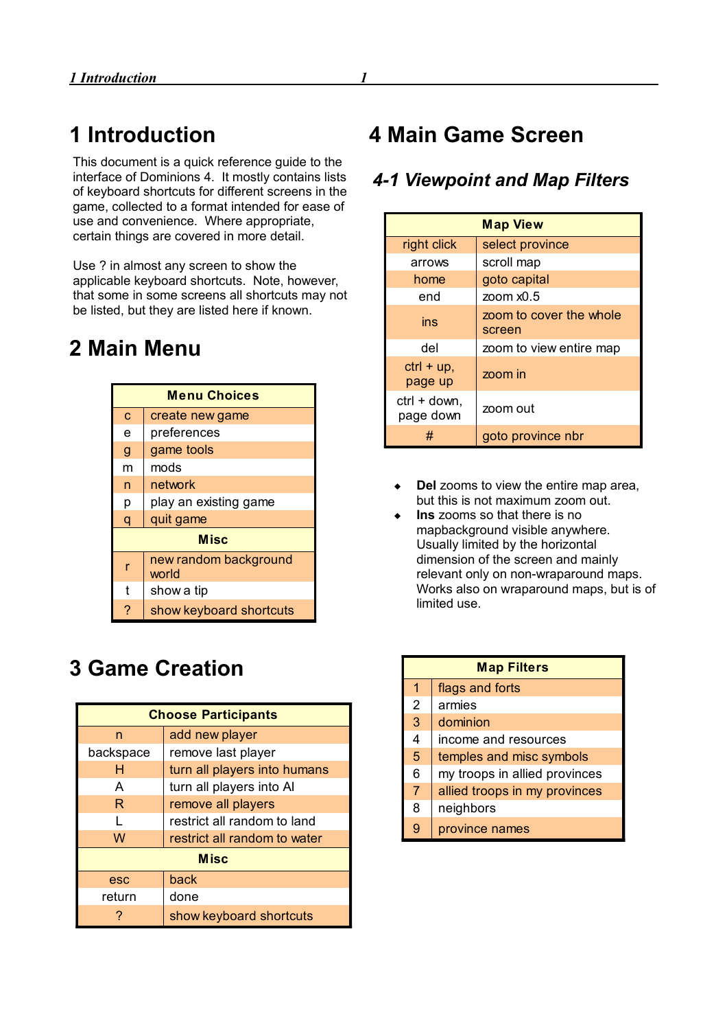# 1 Introduction

This document is a quick reference guide to the interface of Dominions 4. It mostly contains lists of keyboard shortcuts for different screens in the game, collected to a format intended for ease of use and convenience. Where appropriate, certain things are covered in more detail.

Use ? in almost any screen to show the applicable keyboard shortcuts. Note, however, that some in some screens all shortcuts may not be listed, but they are listed here if known.

# 2 Main Menu

| Menu Choices | |
|---|---|
| c | create new game |
| e | preferences |
| g | game tools |
| m | mods |
| n | network |
| p | play an existing game |
| q | quit game |
| **Misc** | |
| r | new random background world |
| t | show a tip |
| ? | show keyboard shortcuts |

# 3 Game Creation

| Choose Participants | |
|---|---|
| n | add new player |
| backspace | remove last player |
| H | turn all players into humans |
| A | turn all players into AI |
| R | remove all players |
| L | restrict all random to land |
| W | restrict all random to water |
| **Misc** | |
| esc | back |
| return | done |
| ? | show keyboard shortcuts |

# 4 Main Game Screen

## 4-1 Viewpoint and Map Filters

| Map View | |
|---|---|
| right click | select province |
| arrows | scroll map |
| home | goto capital |
| end | zoom x0.5 |
| ins | zoom to cover the whole screen |
| del | zoom to view entire map |
| ctrl + up, page up | zoom in |
| ctrl + down, page down | zoom out |
| # | goto province nbr |

- **Del** zooms to view the entire map area, but this is not maximum zoom out.
- **Ins** zooms so that there is no mapbackground visible anywhere. Usually limited by the horizontal dimension of the screen and mainly relevant only on non-wraparound maps. Works also on wraparound maps, but is of limited use.

| Map Filters | |
|---|---|
| 1 | flags and forts |
| 2 | armies |
| 3 | dominion |
| 4 | income and resources |
| 5 | temples and misc symbols |
| 6 | my troops in allied provinces |
| 7 | allied troops in my provinces |
| 8 | neighbors |
| 9 | province names |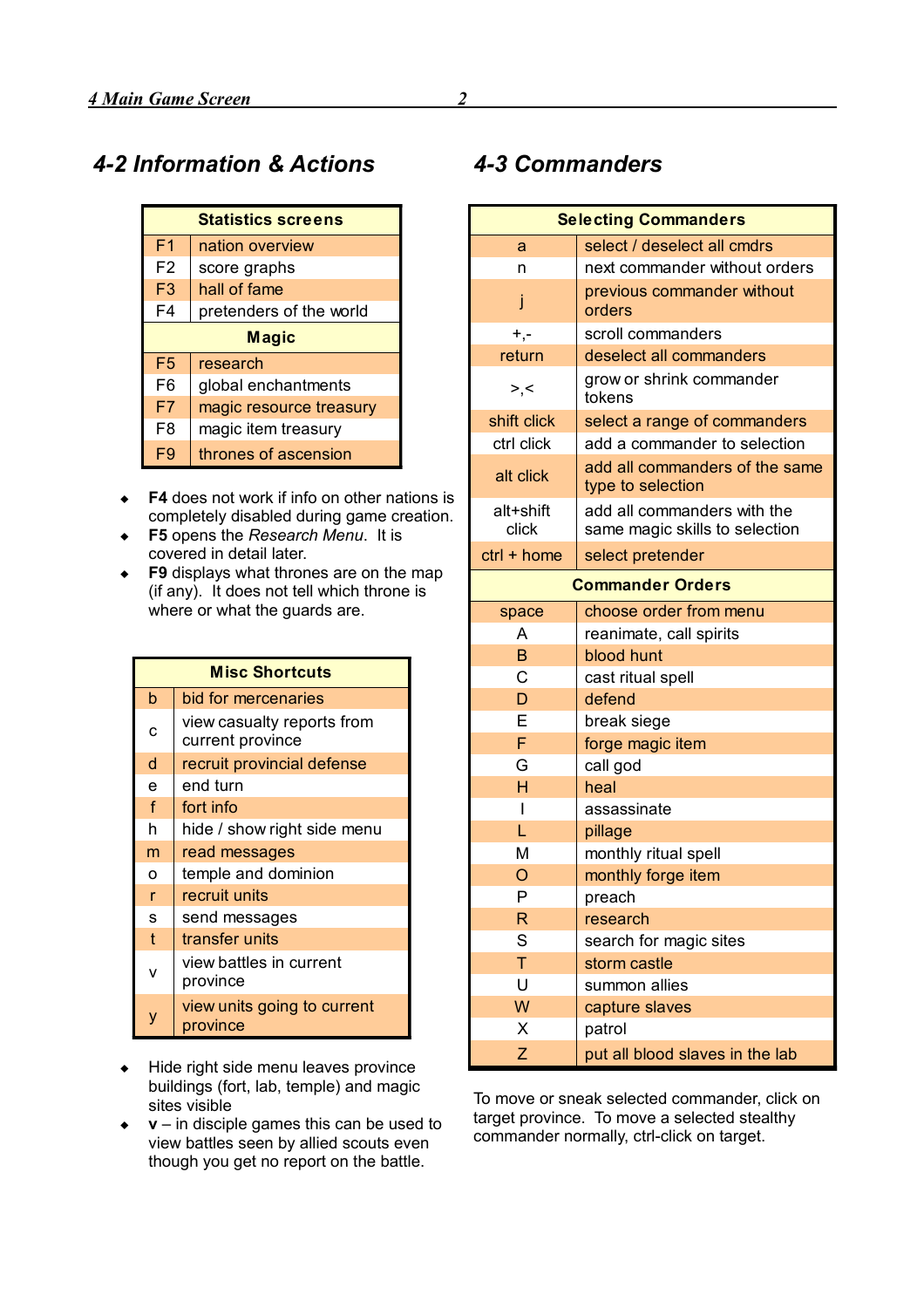## 4-2 Information & Actions

| Statistics screens | |
|---|---|
| F1 | nation overview |
| F2 | score graphs |
| F3 | hall of fame |
| F4 | pretenders of the world |
| **Magic** | |
| F5 | research |
| F6 | global enchantments |
| F7 | magic resource treasury |
| F8 | magic item treasury |
| F9 | thrones of ascension |

- **F4** does not work if info on other nations is completely disabled during game creation.
- **F5** opens the *Research Menu*. It is covered in detail later.
- **F9** displays what thrones are on the map (if any). It does not tell which throne is where or what the guards are.

| Misc Shortcuts | |
|---|---|
| b | bid for mercenaries |
| c | view casualty reports from current province |
| d | recruit provincial defense |
| e | end turn |
| f | fort info |
| h | hide / show right side menu |
| m | read messages |
| o | temple and dominion |
| r | recruit units |
| s | send messages |
| t | transfer units |
| v | view battles in current province |
| y | view units going to current province |

- Hide right side menu leaves province buildings (fort, lab, temple) and magic sites visible
- **v** – in disciple games this can be used to view battles seen by allied scouts even though you get no report on the battle.

## 4-3 Commanders

| Selecting Commanders | |
|---|---|
| a | select / deselect all cmdrs |
| n | next commander without orders |
| j | previous commander without orders |
| +,- | scroll commanders |
| return | deselect all commanders |
| >,< | grow or shrink commander tokens |
| shift click | select a range of commanders |
| ctrl click | add a commander to selection |
| alt click | add all commanders of the same type to selection |
| alt+shift click | add all commanders with the same magic skills to selection |
| ctrl + home | select pretender |
| **Commander Orders** | |
| space | choose order from menu |
| A | reanimate, call spirits |
| B | blood hunt |
| C | cast ritual spell |
| D | defend |
| E | break siege |
| F | forge magic item |
| G | call god |
| H | heal |
| I | assassinate |
| L | pillage |
| M | monthly ritual spell |
| O | monthly forge item |
| P | preach |
| R | research |
| S | search for magic sites |
| T | storm castle |
| U | summon allies |
| W | capture slaves |
| X | patrol |
| Z | put all blood slaves in the lab |

To move or sneak selected commander, click on target province. To move a selected stealthy commander normally, ctrl-click on target.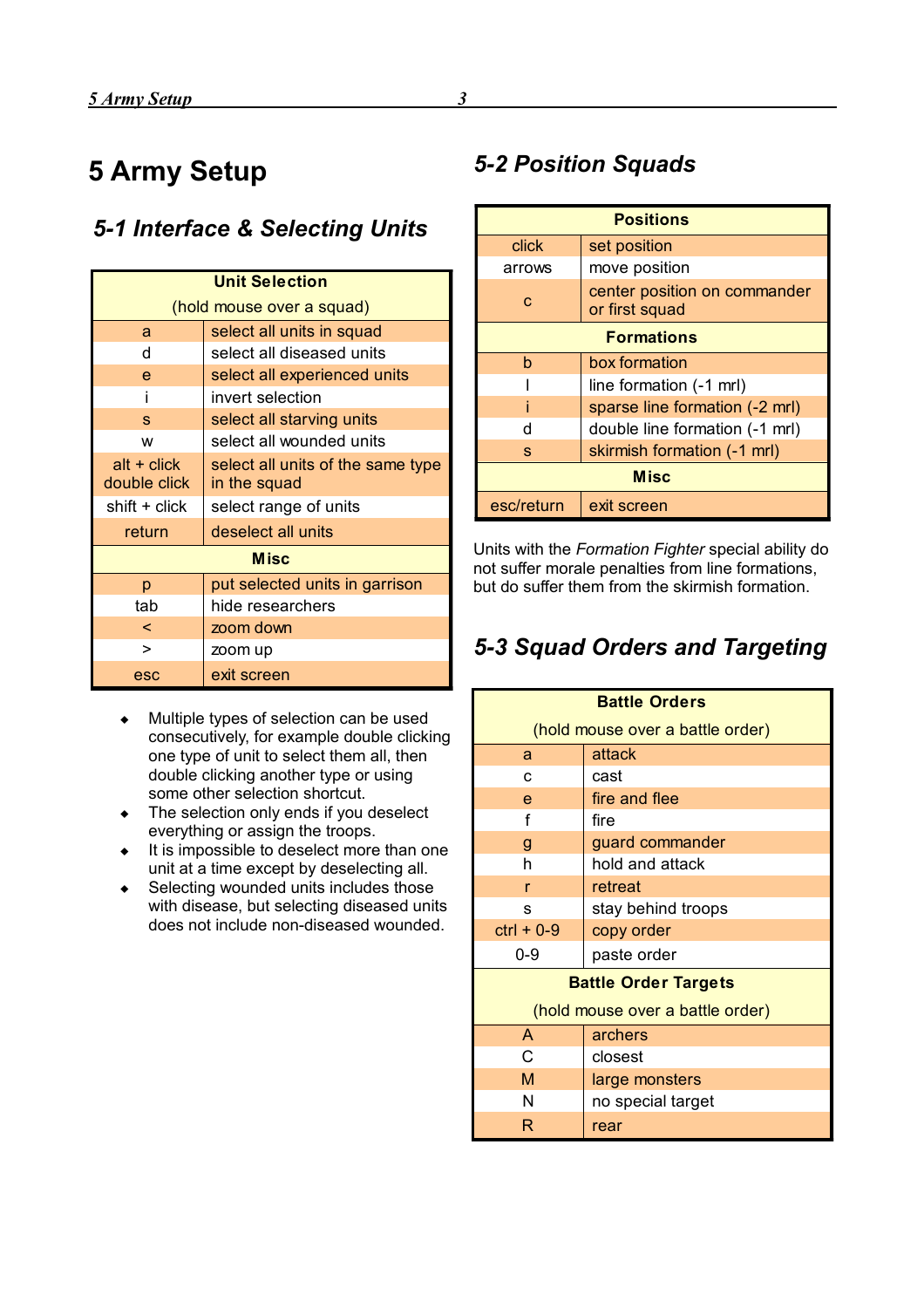# 5 Army Setup

## 5-1 Interface & Selecting Units

| Unit Selection (hold mouse over a squad) | |
|---|---|
| a | select all units in squad |
| d | select all diseased units |
| e | select all experienced units |
| i | invert selection |
| s | select all starving units |
| w | select all wounded units |
| alt + click double click | select all units of the same type in the squad |
| shift + click | select range of units |
| return | deselect all units |
| **Misc** | |
| p | put selected units in garrison |
| tab | hide researchers |
| < | zoom down |
| > | zoom up |
| esc | exit screen |

- Multiple types of selection can be used consecutively, for example double clicking one type of unit to select them all, then double clicking another type or using some other selection shortcut.
- The selection only ends if you deselect everything or assign the troops.
- It is impossible to deselect more than one unit at a time except by deselecting all.
- Selecting wounded units includes those with disease, but selecting diseased units does not include non-diseased wounded.

## 5-2 Position Squads

| Positions | |
|---|---|
| click | set position |
| arrows | move position |
| c | center position on commander or first squad |
| **Formations** | |
| b | box formation |
| l | line formation (-1 mrl) |
| i | sparse line formation (-2 mrl) |
| d | double line formation (-1 mrl) |
| s | skirmish formation (-1 mrl) |
| **Misc** | |
| esc/return | exit screen |

Units with the *Formation Fighter* special ability do not suffer morale penalties from line formations, but do suffer them from the skirmish formation.

## 5-3 Squad Orders and Targeting

| Battle Orders (hold mouse over a battle order) | |
|---|---|
| a | attack |
| c | cast |
| e | fire and flee |
| f | fire |
| g | guard commander |
| h | hold and attack |
| r | retreat |
| s | stay behind troops |
| ctrl + 0-9 | copy order |
| 0-9 | paste order |
| **Battle Order Targets (hold mouse over a battle order)** | |
| A | archers |
| C | closest |
| M | large monsters |
| N | no special target |
| R | rear |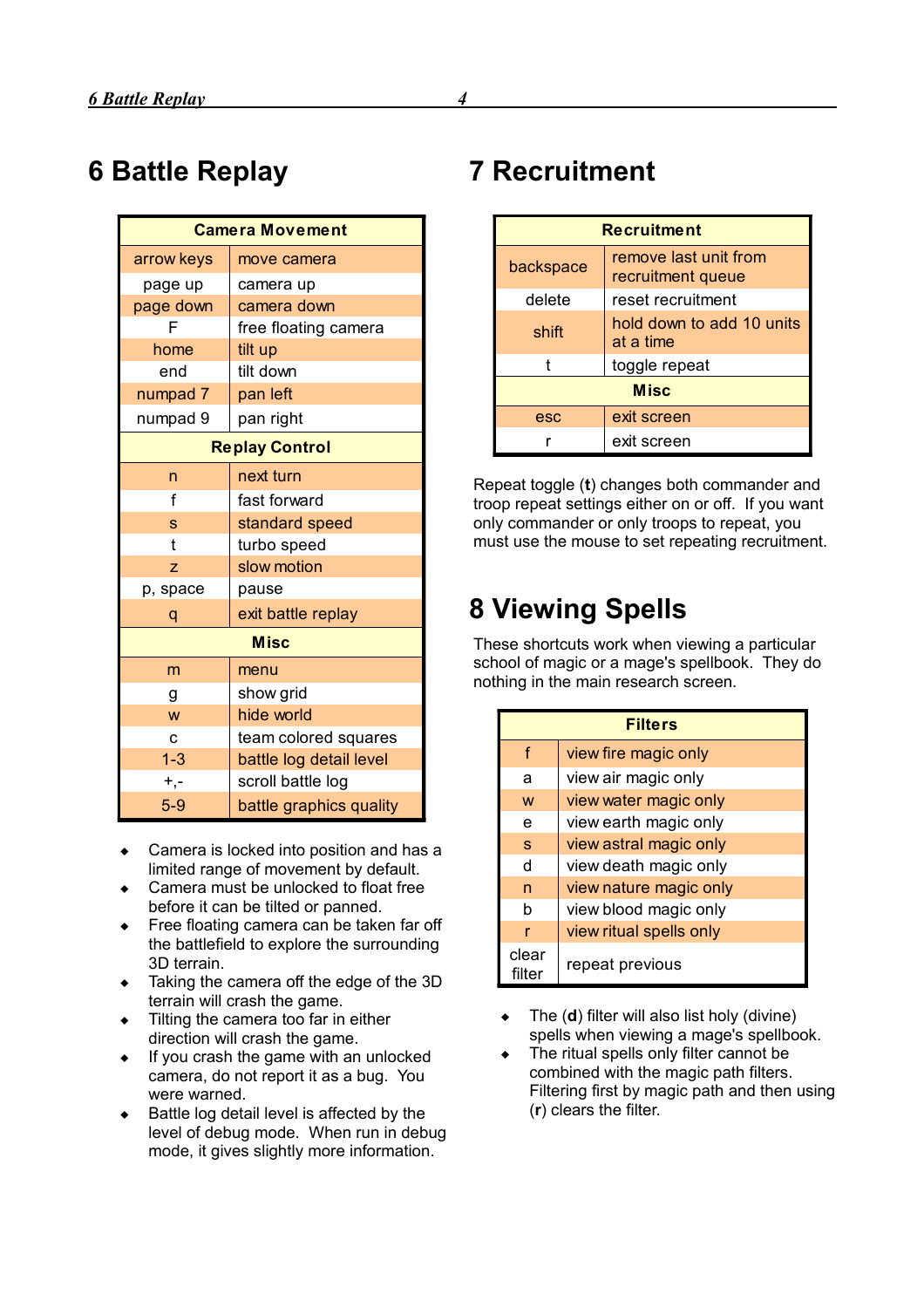# 6 Battle Replay

| Camera Movement | |
|---|---|
| arrow keys | move camera |
| page up | camera up |
| page down | camera down |
| F | free floating camera |
| home | tilt up |
| end | tilt down |
| numpad 7 | pan left |
| numpad 9 | pan right |
| **Replay Control** | |
| n | next turn |
| f | fast forward |
| s | standard speed |
| t | turbo speed |
| z | slow motion |
| p, space | pause |
| q | exit battle replay |
| **Misc** | |
| m | menu |
| g | show grid |
| w | hide world |
| c | team colored squares |
| 1-3 | battle log detail level |
| +,- | scroll battle log |
| 5-9 | battle graphics quality |

- Camera is locked into position and has a limited range of movement by default.
- Camera must be unlocked to float free before it can be tilted or panned.
- Free floating camera can be taken far off the battlefield to explore the surrounding 3D terrain.
- Taking the camera off the edge of the 3D terrain will crash the game.
- Tilting the camera too far in either direction will crash the game.
- If you crash the game with an unlocked camera, do not report it as a bug. You were warned.
- Battle log detail level is affected by the level of debug mode. When run in debug mode, it gives slightly more information.

# 7 Recruitment

| Recruitment | |
|---|---|
| backspace | remove last unit from recruitment queue |
| delete | reset recruitment |
| shift | hold down to add 10 units at a time |
| t | toggle repeat |
| **Misc** | |
| esc | exit screen |
| r | exit screen |

Repeat toggle (**t**) changes both commander and troop repeat settings either on or off. If you want only commander or only troops to repeat, you must use the mouse to set repeating recruitment.

# 8 Viewing Spells

These shortcuts work when viewing a particular school of magic or a mage's spellbook. They do nothing in the main research screen.

| Filters | |
|---|---|
| f | view fire magic only |
| a | view air magic only |
| w | view water magic only |
| e | view earth magic only |
| s | view astral magic only |
| d | view death magic only |
| n | view nature magic only |
| b | view blood magic only |
| r | view ritual spells only |
| clear filter | repeat previous |

- The (**d**) filter will also list holy (divine) spells when viewing a mage's spellbook.
- The ritual spells only filter cannot be combined with the magic path filters. Filtering first by magic path and then using (**r**) clears the filter.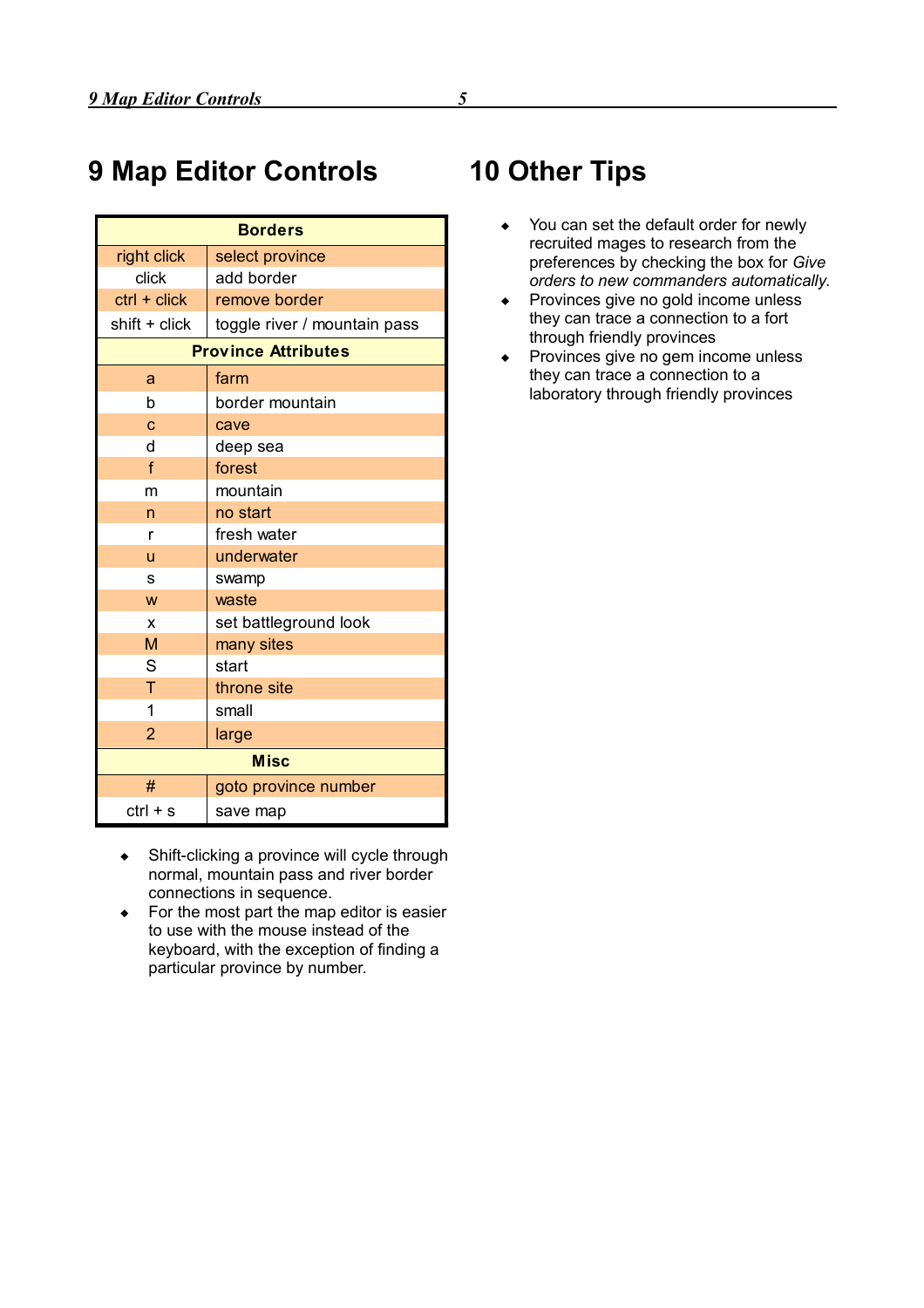# 9 Map Editor Controls

| | |
|---|---|
| **Borders** | |
| right click | select province |
| click | add border |
| ctrl + click | remove border |
| shift + click | toggle river / mountain pass |
| **Province Attributes** | |
| a | farm |
| b | border mountain |
| c | cave |
| d | deep sea |
| f | forest |
| m | mountain |
| n | no start |
| r | fresh water |
| u | underwater |
| s | swamp |
| w | waste |
| x | set battleground look |
| M | many sites |
| S | start |
| T | throne site |
| 1 | small |
| 2 | large |
| **Misc** | |
| # | goto province number |
| ctrl + s | save map |

- Shift-clicking a province will cycle through normal, mountain pass and river border connections in sequence.
- For the most part the map editor is easier to use with the mouse instead of the keyboard, with the exception of finding a particular province by number.

# 10 Other Tips

- You can set the default order for newly recruited mages to research from the preferences by checking the box for *Give orders to new commanders automatically*.
- Provinces give no gold income unless they can trace a connection to a fort through friendly provinces
- Provinces give no gem income unless they can trace a connection to a laboratory through friendly provinces